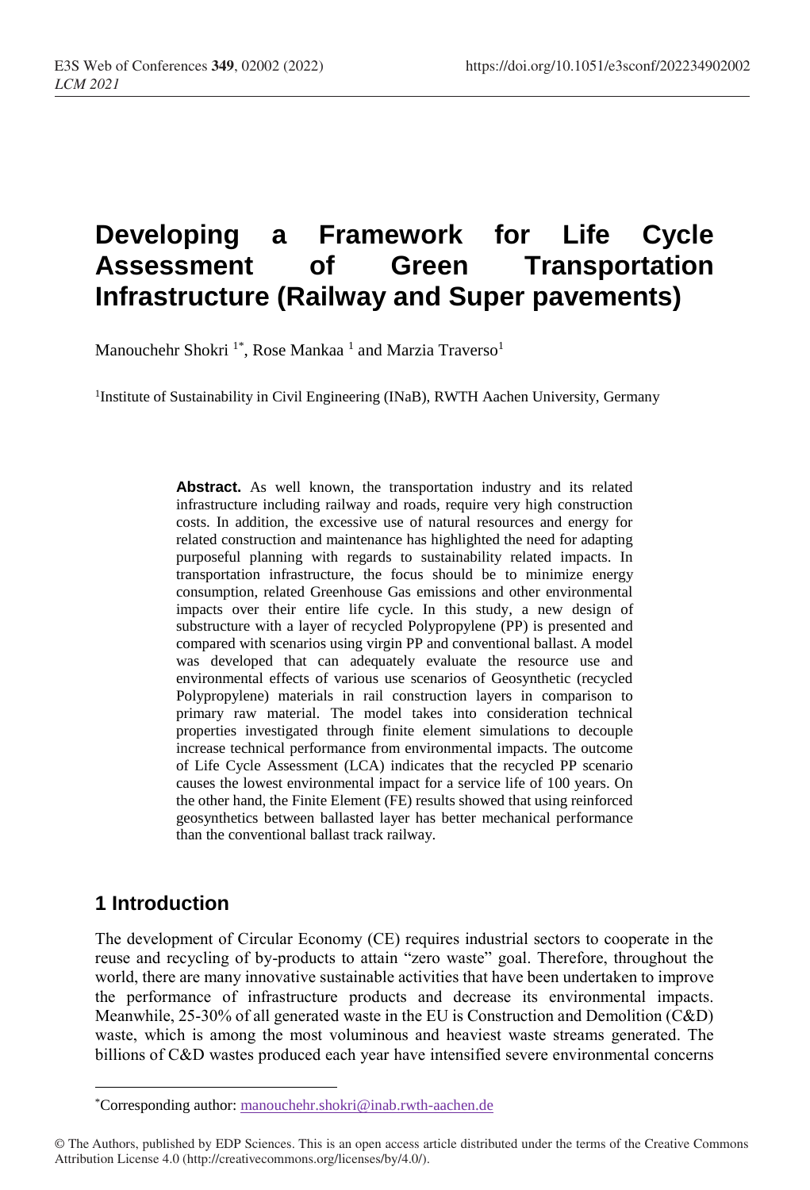# Developing a Framework for Life Cycle Assessment of Green Transportation Infrastructure (Railway and Super pavements)

Manouchehr Shokri [1*], Rose Mankaa [1] and Marzia Traverso[1]

[1]Institute of Sustainability in Civil Engineering (INaB), RWTH Aachen University, Germany

**Abstract.** As well known, the transportation industry and its related infrastructure including railway and roads, require very high construction costs. In addition, the excessive use of natural resources and energy for related construction and maintenance has highlighted the need for adapting purposeful planning with regards to sustainability related impacts. In transportation infrastructure, the focus should be to minimize energy consumption, related Greenhouse Gas emissions and other environmental impacts over their entire life cycle. In this study, a new design of substructure with a layer of recycled Polypropylene (PP) is presented and compared with scenarios using virgin PP and conventional ballast. A model was developed that can adequately evaluate the resource use and environmental effects of various use scenarios of Geosynthetic (recycled Polypropylene) materials in rail construction layers in comparison to primary raw material. The model takes into consideration technical properties investigated through finite element simulations to decouple increase technical performance from environmental impacts. The outcome of Life Cycle Assessment (LCA) indicates that the recycled PP scenario causes the lowest environmental impact for a service life of 100 years. On the other hand, the Finite Element (FE) results showed that using reinforced geosynthetics between ballasted layer has better mechanical performance than the conventional ballast track railway.

## 1 Introduction

The development of Circular Economy (CE) requires industrial sectors to cooperate in the reuse and recycling of by-products to attain "zero waste" goal. Therefore, throughout the world, there are many innovative sustainable activities that have been undertaken to improve the performance of infrastructure products and decrease its environmental impacts. Meanwhile, 25-30% of all generated waste in the EU is Construction and Demolition (C&D) waste, which is among the most voluminous and heaviest waste streams generated. The billions of C&D wastes produced each year have intensified severe environmental concerns

*Corresponding author: manouchehr.shokri@inab.rwth-aachen.de

© The Authors, published by EDP Sciences. This is an open access article distributed under the terms of the Creative Commons Attribution License 4.0 (http://creativecommons.org/licenses/by/4.0/).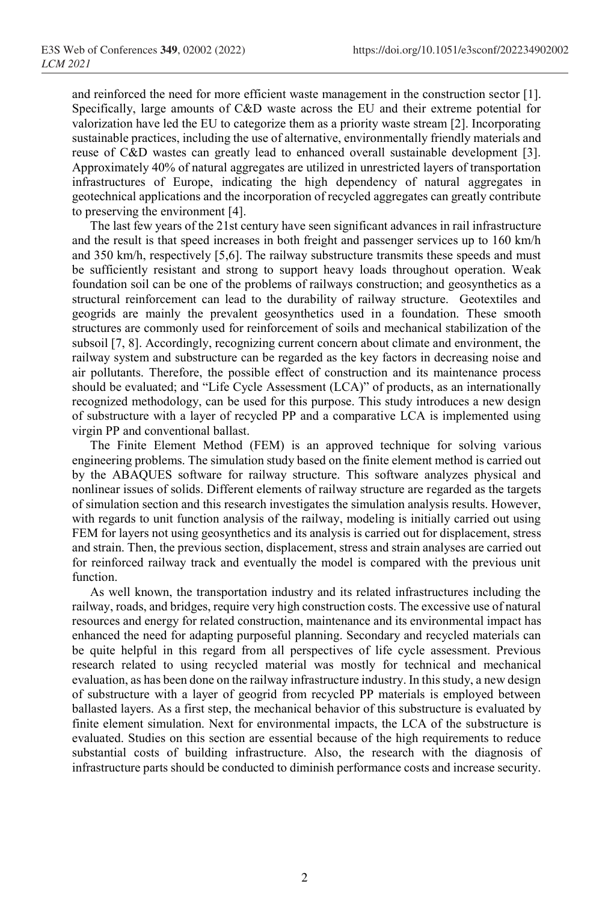and reinforced the need for more efficient waste management in the construction sector [1]. Specifically, large amounts of C&D waste across the EU and their extreme potential for valorization have led the EU to categorize them as a priority waste stream [2]. Incorporating sustainable practices, including the use of alternative, environmentally friendly materials and reuse of C&D wastes can greatly lead to enhanced overall sustainable development [3]. Approximately 40% of natural aggregates are utilized in unrestricted layers of transportation infrastructures of Europe, indicating the high dependency of natural aggregates in geotechnical applications and the incorporation of recycled aggregates can greatly contribute to preserving the environment [4].

The last few years of the 21st century have seen significant advances in rail infrastructure and the result is that speed increases in both freight and passenger services up to 160 km/h and 350 km/h, respectively [5,6]. The railway substructure transmits these speeds and must be sufficiently resistant and strong to support heavy loads throughout operation. Weak foundation soil can be one of the problems of railways construction; and geosynthetics as a structural reinforcement can lead to the durability of railway structure. Geotextiles and geogrids are mainly the prevalent geosynthetics used in a foundation. These smooth structures are commonly used for reinforcement of soils and mechanical stabilization of the subsoil [7, 8]. Accordingly, recognizing current concern about climate and environment, the railway system and substructure can be regarded as the key factors in decreasing noise and air pollutants. Therefore, the possible effect of construction and its maintenance process should be evaluated; and "Life Cycle Assessment (LCA)" of products, as an internationally recognized methodology, can be used for this purpose. This study introduces a new design of substructure with a layer of recycled PP and a comparative LCA is implemented using virgin PP and conventional ballast.

The Finite Element Method (FEM) is an approved technique for solving various engineering problems. The simulation study based on the finite element method is carried out by the ABAQUES software for railway structure. This software analyzes physical and nonlinear issues of solids. Different elements of railway structure are regarded as the targets of simulation section and this research investigates the simulation analysis results. However, with regards to unit function analysis of the railway, modeling is initially carried out using FEM for layers not using geosynthetics and its analysis is carried out for displacement, stress and strain. Then, the previous section, displacement, stress and strain analyses are carried out for reinforced railway track and eventually the model is compared with the previous unit function.

As well known, the transportation industry and its related infrastructures including the railway, roads, and bridges, require very high construction costs. The excessive use of natural resources and energy for related construction, maintenance and its environmental impact has enhanced the need for adapting purposeful planning. Secondary and recycled materials can be quite helpful in this regard from all perspectives of life cycle assessment. Previous research related to using recycled material was mostly for technical and mechanical evaluation, as has been done on the railway infrastructure industry. In this study, a new design of substructure with a layer of geogrid from recycled PP materials is employed between ballasted layers. As a first step, the mechanical behavior of this substructure is evaluated by finite element simulation. Next for environmental impacts, the LCA of the substructure is evaluated. Studies on this section are essential because of the high requirements to reduce substantial costs of building infrastructure. Also, the research with the diagnosis of infrastructure parts should be conducted to diminish performance costs and increase security.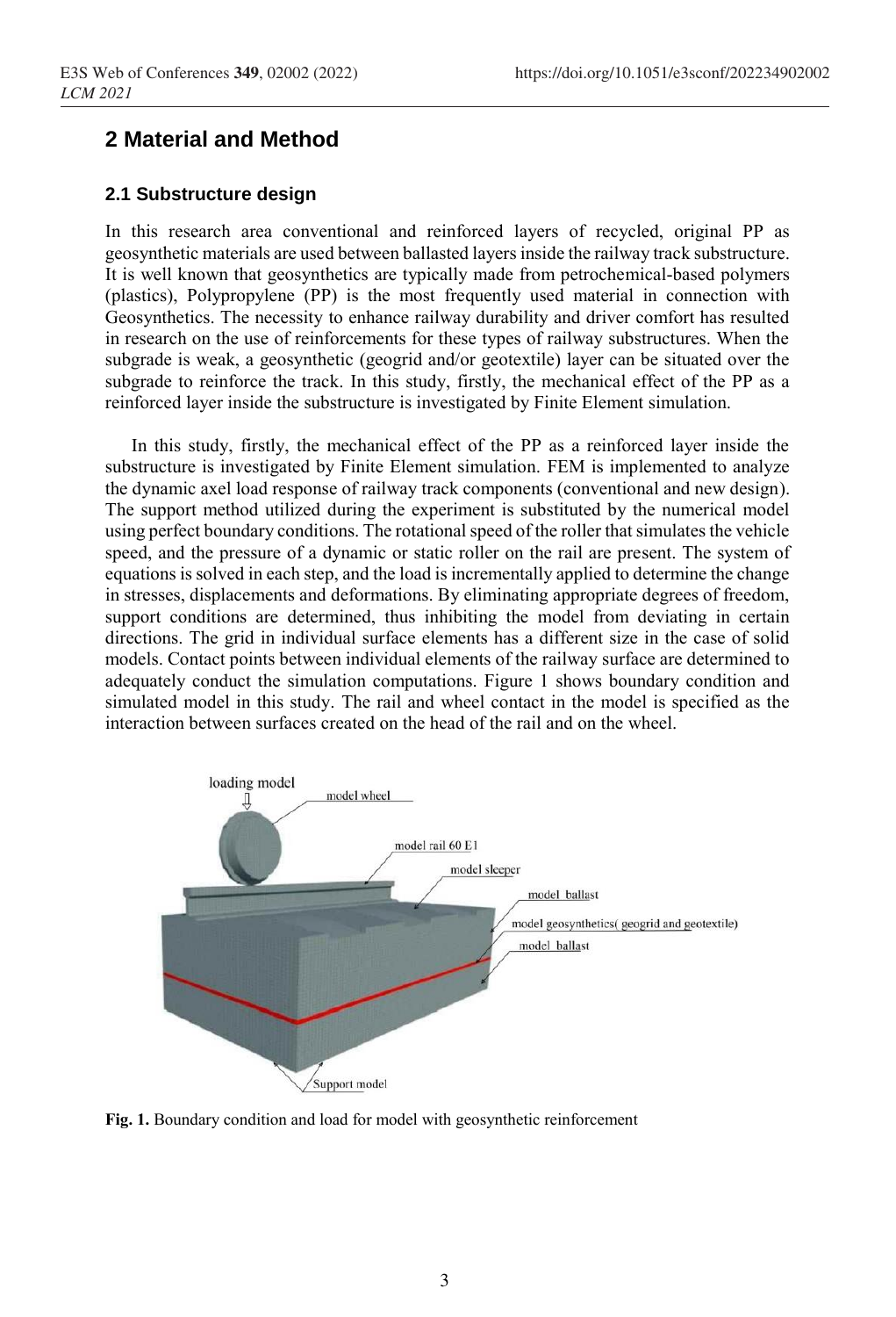## 2 Material and Method

### 2.1 Substructure design

In this research area conventional and reinforced layers of recycled, original PP as geosynthetic materials are used between ballasted layers inside the railway track substructure. It is well known that geosynthetics are typically made from petrochemical-based polymers (plastics), Polypropylene (PP) is the most frequently used material in connection with Geosynthetics. The necessity to enhance railway durability and driver comfort has resulted in research on the use of reinforcements for these types of railway substructures. When the subgrade is weak, a geosynthetic (geogrid and/or geotextile) layer can be situated over the subgrade to reinforce the track. In this study, firstly, the mechanical effect of the PP as a reinforced layer inside the substructure is investigated by Finite Element simulation.

In this study, firstly, the mechanical effect of the PP as a reinforced layer inside the substructure is investigated by Finite Element simulation. FEM is implemented to analyze the dynamic axel load response of railway track components (conventional and new design). The support method utilized during the experiment is substituted by the numerical model using perfect boundary conditions. The rotational speed of the roller that simulates the vehicle speed, and the pressure of a dynamic or static roller on the rail are present. The system of equations is solved in each step, and the load is incrementally applied to determine the change in stresses, displacements and deformations. By eliminating appropriate degrees of freedom, support conditions are determined, thus inhibiting the model from deviating in certain directions. The grid in individual surface elements has a different size in the case of solid models. Contact points between individual elements of the railway surface are determined to adequately conduct the simulation computations. Figure 1 shows boundary condition and simulated model in this study. The rail and wheel contact in the model is specified as the interaction between surfaces created on the head of the rail and on the wheel.

**Fig. 1.** Boundary condition and load for model with geosynthetic reinforcement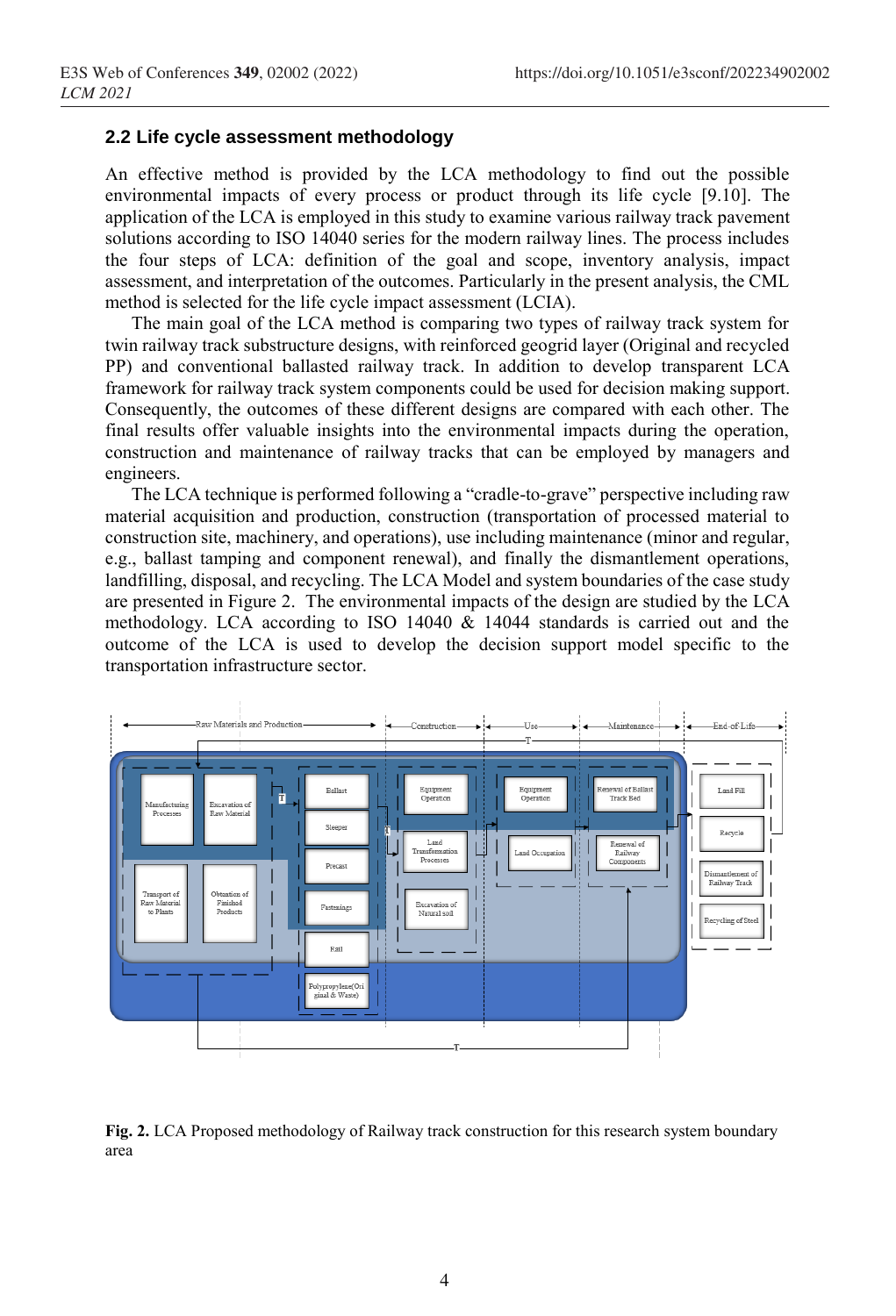## 2.2 Life cycle assessment methodology

An effective method is provided by the LCA methodology to find out the possible environmental impacts of every process or product through its life cycle [9.10]. The application of the LCA is employed in this study to examine various railway track pavement solutions according to ISO 14040 series for the modern railway lines. The process includes the four steps of LCA: definition of the goal and scope, inventory analysis, impact assessment, and interpretation of the outcomes. Particularly in the present analysis, the CML method is selected for the life cycle impact assessment (LCIA).

The main goal of the LCA method is comparing two types of railway track system for twin railway track substructure designs, with reinforced geogrid layer (Original and recycled PP) and conventional ballasted railway track. In addition to develop transparent LCA framework for railway track system components could be used for decision making support. Consequently, the outcomes of these different designs are compared with each other. The final results offer valuable insights into the environmental impacts during the operation, construction and maintenance of railway tracks that can be employed by managers and engineers.

The LCA technique is performed following a "cradle-to-grave" perspective including raw material acquisition and production, construction (transportation of processed material to construction site, machinery, and operations), use including maintenance (minor and regular, e.g., ballast tamping and component renewal), and finally the dismantlement operations, landfilling, disposal, and recycling. The LCA Model and system boundaries of the case study are presented in Figure 2. The environmental impacts of the design are studied by the LCA methodology. LCA according to ISO 14040 & 14044 standards is carried out and the outcome of the LCA is used to develop the decision support model specific to the transportation infrastructure sector.

**Fig. 2.** LCA Proposed methodology of Railway track construction for this research system boundary area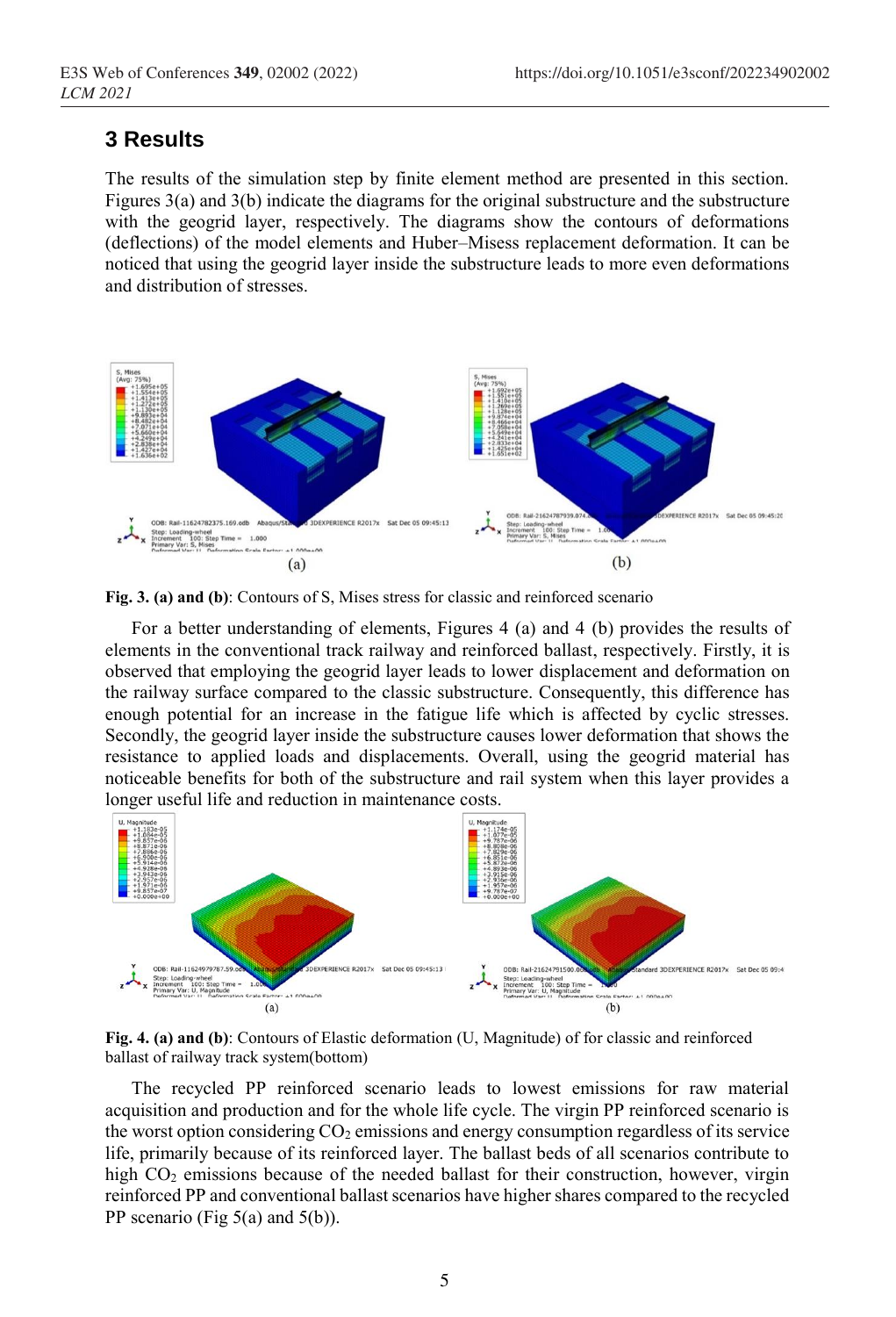## 3 Results

The results of the simulation step by finite element method are presented in this section. Figures 3(a) and 3(b) indicate the diagrams for the original substructure and the substructure with the geogrid layer, respectively. The diagrams show the contours of deformations (deflections) of the model elements and Huber–Misess replacement deformation. It can be noticed that using the geogrid layer inside the substructure leads to more even deformations and distribution of stresses.

**Fig. 3. (a) and (b)**: Contours of S, Mises stress for classic and reinforced scenario

For a better understanding of elements, Figures 4 (a) and 4 (b) provides the results of elements in the conventional track railway and reinforced ballast, respectively. Firstly, it is observed that employing the geogrid layer leads to lower displacement and deformation on the railway surface compared to the classic substructure. Consequently, this difference has enough potential for an increase in the fatigue life which is affected by cyclic stresses. Secondly, the geogrid layer inside the substructure causes lower deformation that shows the resistance to applied loads and displacements. Overall, using the geogrid material has noticeable benefits for both of the substructure and rail system when this layer provides a longer useful life and reduction in maintenance costs.

**Fig. 4. (a) and (b)**: Contours of Elastic deformation (U, Magnitude) of for classic and reinforced ballast of railway track system(bottom)

The recycled PP reinforced scenario leads to lowest emissions for raw material acquisition and production and for the whole life cycle. The virgin PP reinforced scenario is the worst option considering $CO_2$ emissions and energy consumption regardless of its service life, primarily because of its reinforced layer. The ballast beds of all scenarios contribute to high $CO_2$ emissions because of the needed ballast for their construction, however, virgin reinforced PP and conventional ballast scenarios have higher shares compared to the recycled PP scenario (Fig 5(a) and 5(b)).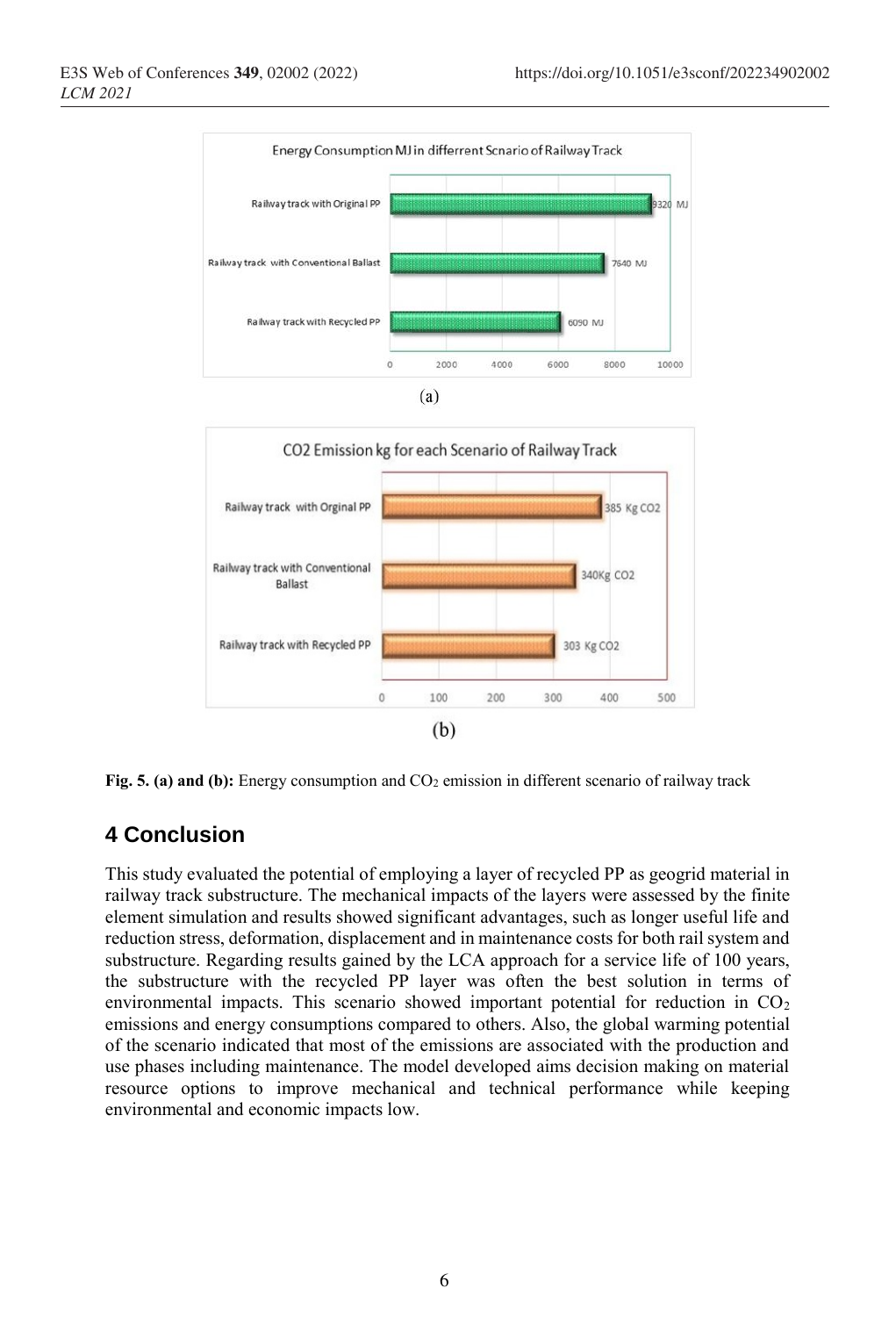**Fig. 5. (a) and (b):** Energy consumption and $CO_2$ emission in different scenario of railway track

## 4 Conclusion

This study evaluated the potential of employing a layer of recycled PP as geogrid material in railway track substructure. The mechanical impacts of the layers were assessed by the finite element simulation and results showed significant advantages, such as longer useful life and reduction stress, deformation, displacement and in maintenance costs for both rail system and substructure. Regarding results gained by the LCA approach for a service life of 100 years, the substructure with the recycled PP layer was often the best solution in terms of environmental impacts. This scenario showed important potential for reduction in $CO_2$ emissions and energy consumptions compared to others. Also, the global warming potential of the scenario indicated that most of the emissions are associated with the production and use phases including maintenance. The model developed aims decision making on material resource options to improve mechanical and technical performance while keeping environmental and economic impacts low.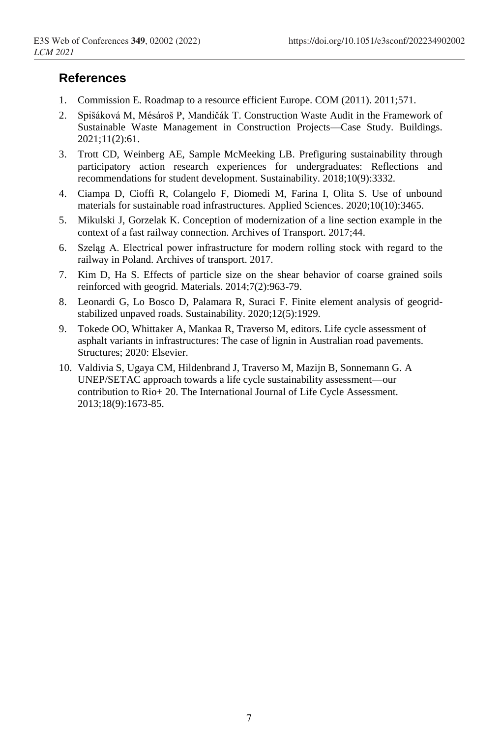## References

1. Commission E. Roadmap to a resource efficient Europe. COM (2011). 2011;571.
2. Spišáková M, Mésároš P, Mandičák T. Construction Waste Audit in the Framework of Sustainable Waste Management in Construction Projects—Case Study. Buildings. 2021;11(2):61.
3. Trott CD, Weinberg AE, Sample McMeeking LB. Prefiguring sustainability through participatory action research experiences for undergraduates: Reflections and recommendations for student development. Sustainability. 2018;10(9):3332.
4. Ciampa D, Cioffi R, Colangelo F, Diomedi M, Farina I, Olita S. Use of unbound materials for sustainable road infrastructures. Applied Sciences. 2020;10(10):3465.
5. Mikulski J, Gorzelak K. Conception of modernization of a line section example in the context of a fast railway connection. Archives of Transport. 2017;44.
6. Szeląg A. Electrical power infrastructure for modern rolling stock with regard to the railway in Poland. Archives of transport. 2017.
7. Kim D, Ha S. Effects of particle size on the shear behavior of coarse grained soils reinforced with geogrid. Materials. 2014;7(2):963-79.
8. Leonardi G, Lo Bosco D, Palamara R, Suraci F. Finite element analysis of geogrid-stabilized unpaved roads. Sustainability. 2020;12(5):1929.
9. Tokede OO, Whittaker A, Mankaa R, Traverso M, editors. Life cycle assessment of asphalt variants in infrastructures: The case of lignin in Australian road pavements. Structures; 2020: Elsevier.
10. Valdivia S, Ugaya CM, Hildenbrand J, Traverso M, Mazijn B, Sonnemann G. A UNEP/SETAC approach towards a life cycle sustainability assessment—our contribution to Rio+ 20. The International Journal of Life Cycle Assessment. 2013;18(9):1673-85.